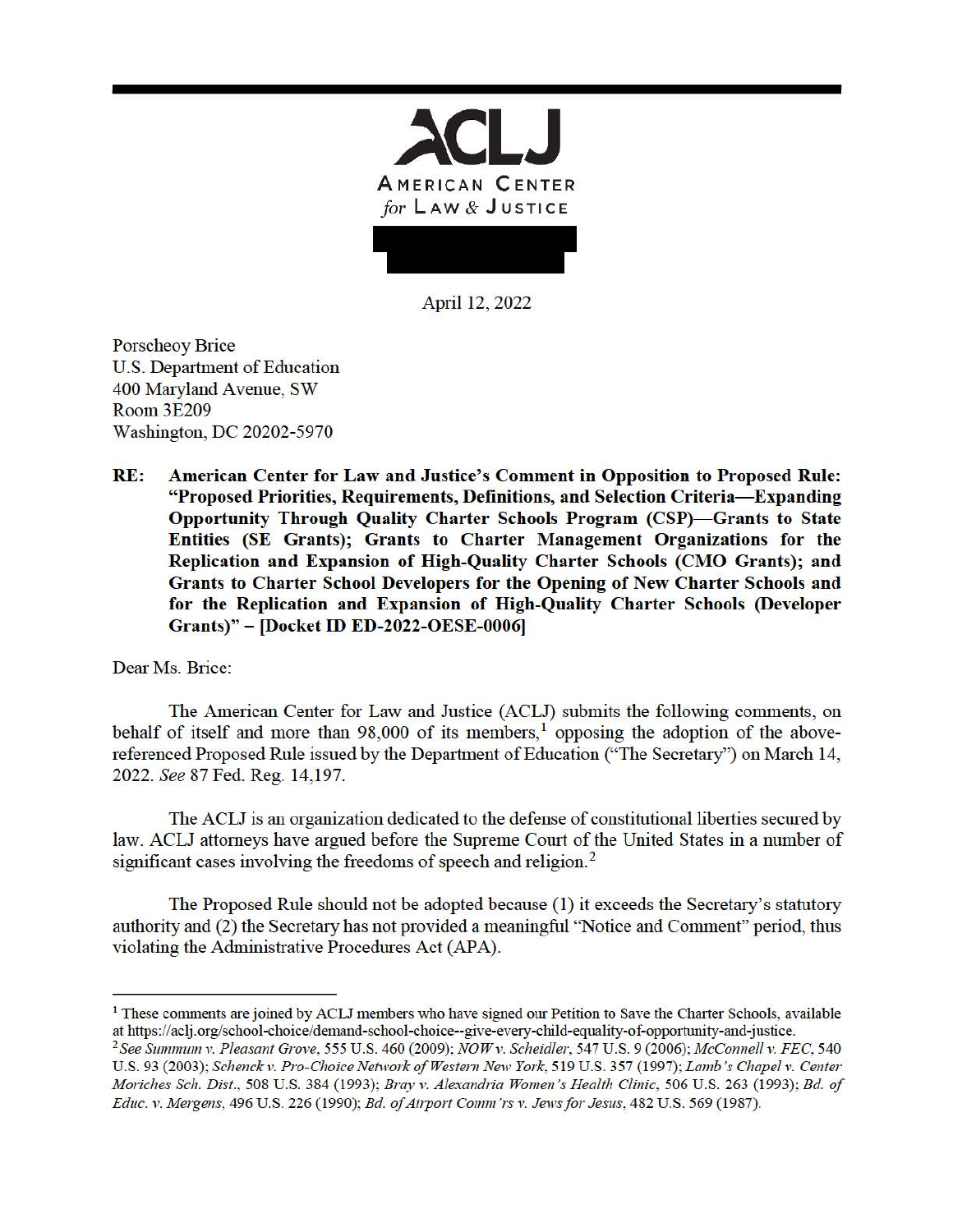**ACLJ**

**AMERICAN CENTER for LAW & JUSTICE**

April 12, 2022

Porscheoy Brice
U.S. Department of Education
400 Maryland Avenue, SW
Room 3E209
Washington, DC 20202-5970

**RE: American Center for Law and Justice's Comment in Opposition to Proposed Rule: "Proposed Priorities, Requirements, Definitions, and Selection Criteria—Expanding Opportunity Through Quality Charter Schools Program (CSP)—Grants to State Entities (SE Grants); Grants to Charter Management Organizations for the Replication and Expansion of High-Quality Charter Schools (CMO Grants); and Grants to Charter School Developers for the Opening of New Charter Schools and for the Replication and Expansion of High-Quality Charter Schools (Developer Grants)" – [Docket ID ED-2022-OESE-0006]**

Dear Ms. Brice:

The American Center for Law and Justice (ACLJ) submits the following comments, on behalf of itself and more than 98,000 of its members,[1] opposing the adoption of the above-referenced Proposed Rule issued by the Department of Education ("The Secretary") on March 14, 2022. *See* 87 Fed. Reg. 14,197.

The ACLJ is an organization dedicated to the defense of constitutional liberties secured by law. ACLJ attorneys have argued before the Supreme Court of the United States in a number of significant cases involving the freedoms of speech and religion.[2]

The Proposed Rule should not be adopted because (1) it exceeds the Secretary's statutory authority and (2) the Secretary has not provided a meaningful "Notice and Comment" period, thus violating the Administrative Procedures Act (APA).

---

[1] These comments are joined by ACLJ members who have signed our Petition to Save the Charter Schools, available at https://aclj.org/school-choice/demand-school-choice--give-every-child-equality-of-opportunity-and-justice.

[2] *See Summum v. Pleasant Grove*, 555 U.S. 460 (2009); *NOW v. Scheidler*, 547 U.S. 9 (2006); *McConnell v. FEC*, 540 U.S. 93 (2003); *Schenck v. Pro-Choice Network of Western New York*, 519 U.S. 357 (1997); *Lamb's Chapel v. Center Moriches Sch. Dist.*, 508 U.S. 384 (1993); *Bray v. Alexandria Women's Health Clinic*, 506 U.S. 263 (1993); *Bd. of Educ. v. Mergens*, 496 U.S. 226 (1990); *Bd. of Airport Comm'rs v. Jews for Jesus*, 482 U.S. 569 (1987).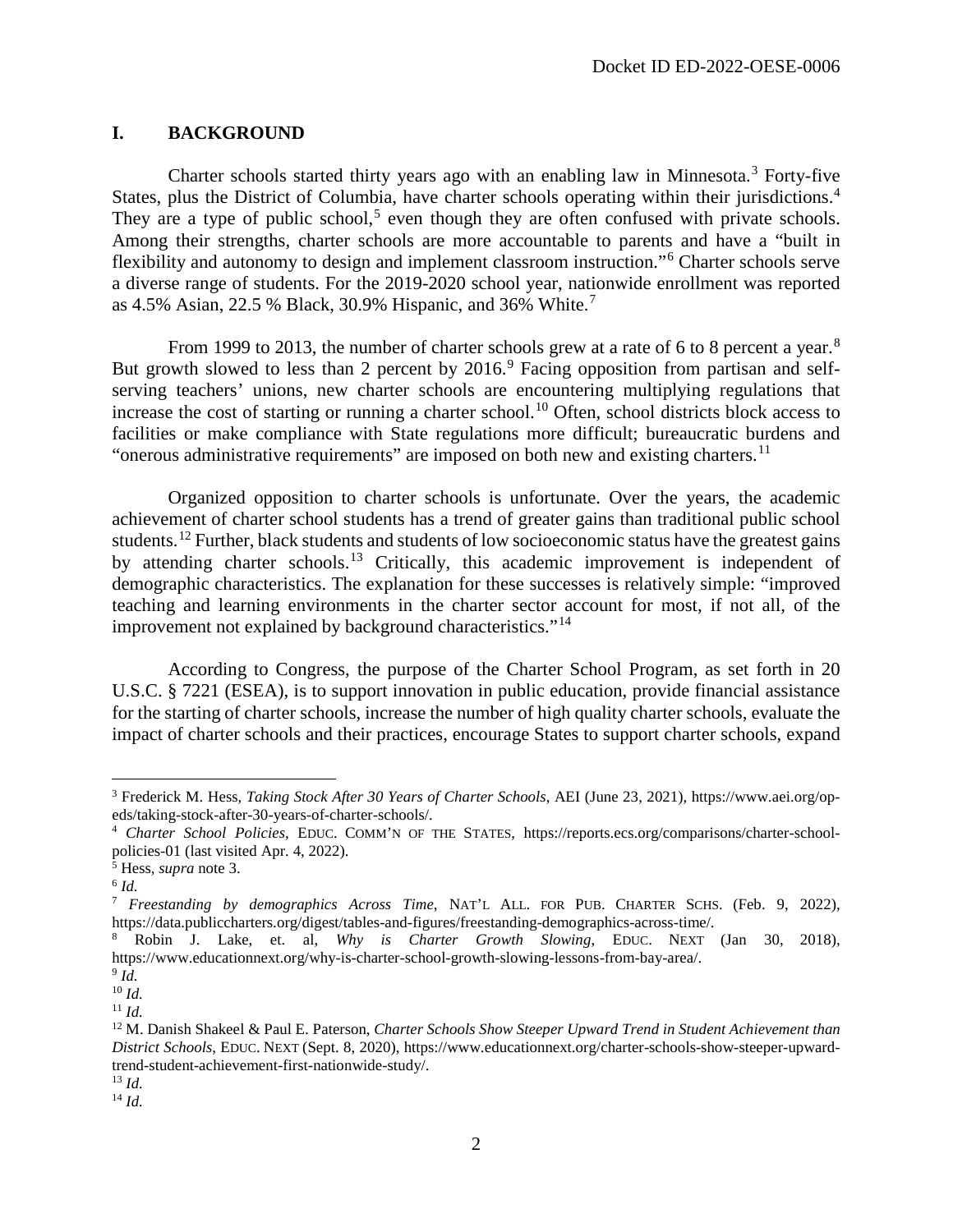## I. BACKGROUND

Charter schools started thirty years ago with an enabling law in Minnesota.[3] Forty-five States, plus the District of Columbia, have charter schools operating within their jurisdictions.[4] They are a type of public school,[5] even though they are often confused with private schools. Among their strengths, charter schools are more accountable to parents and have a "built in flexibility and autonomy to design and implement classroom instruction."[6] Charter schools serve a diverse range of students. For the 2019-2020 school year, nationwide enrollment was reported as 4.5% Asian, 22.5 % Black, 30.9% Hispanic, and 36% White.[7]

From 1999 to 2013, the number of charter schools grew at a rate of 6 to 8 percent a year.[8] But growth slowed to less than 2 percent by 2016.[9] Facing opposition from partisan and self-serving teachers' unions, new charter schools are encountering multiplying regulations that increase the cost of starting or running a charter school.[10] Often, school districts block access to facilities or make compliance with State regulations more difficult; bureaucratic burdens and "onerous administrative requirements" are imposed on both new and existing charters.[11]

Organized opposition to charter schools is unfortunate. Over the years, the academic achievement of charter school students has a trend of greater gains than traditional public school students.[12] Further, black students and students of low socioeconomic status have the greatest gains by attending charter schools.[13] Critically, this academic improvement is independent of demographic characteristics. The explanation for these successes is relatively simple: "improved teaching and learning environments in the charter sector account for most, if not all, of the improvement not explained by background characteristics."[14]

According to Congress, the purpose of the Charter School Program, as set forth in 20 U.S.C. § 7221 (ESEA), is to support innovation in public education, provide financial assistance for the starting of charter schools, increase the number of high quality charter schools, evaluate the impact of charter schools and their practices, encourage States to support charter schools, expand

---

[3] Frederick M. Hess, *Taking Stock After 30 Years of Charter Schools*, AEI (June 23, 2021), https://www.aei.org/op-eds/taking-stock-after-30-years-of-charter-schools/.

[4] *Charter School Policies*, EDUC. COMM'N OF THE STATES, https://reports.ecs.org/comparisons/charter-school-policies-01 (last visited Apr. 4, 2022).

[5] Hess, *supra* note 3.

[6] *Id.*

[7] *Freestanding by demographics Across Time*, NAT'L ALL. FOR PUB. CHARTER SCHS. (Feb. 9, 2022), https://data.publiccharters.org/digest/tables-and-figures/freestanding-demographics-across-time/.

[8] Robin J. Lake, et. al, *Why is Charter Growth Slowing*, EDUC. NEXT (Jan 30, 2018), https://www.educationnext.org/why-is-charter-school-growth-slowing-lessons-from-bay-area/.

[9] *Id.*

[10] *Id.*

[11] *Id.*

[12] M. Danish Shakeel & Paul E. Paterson, *Charter Schools Show Steeper Upward Trend in Student Achievement than District Schools*, EDUC. NEXT (Sept. 8, 2020), https://www.educationnext.org/charter-schools-show-steeper-upward-trend-student-achievement-first-nationwide-study/.

[13] *Id.*

[14] *Id.*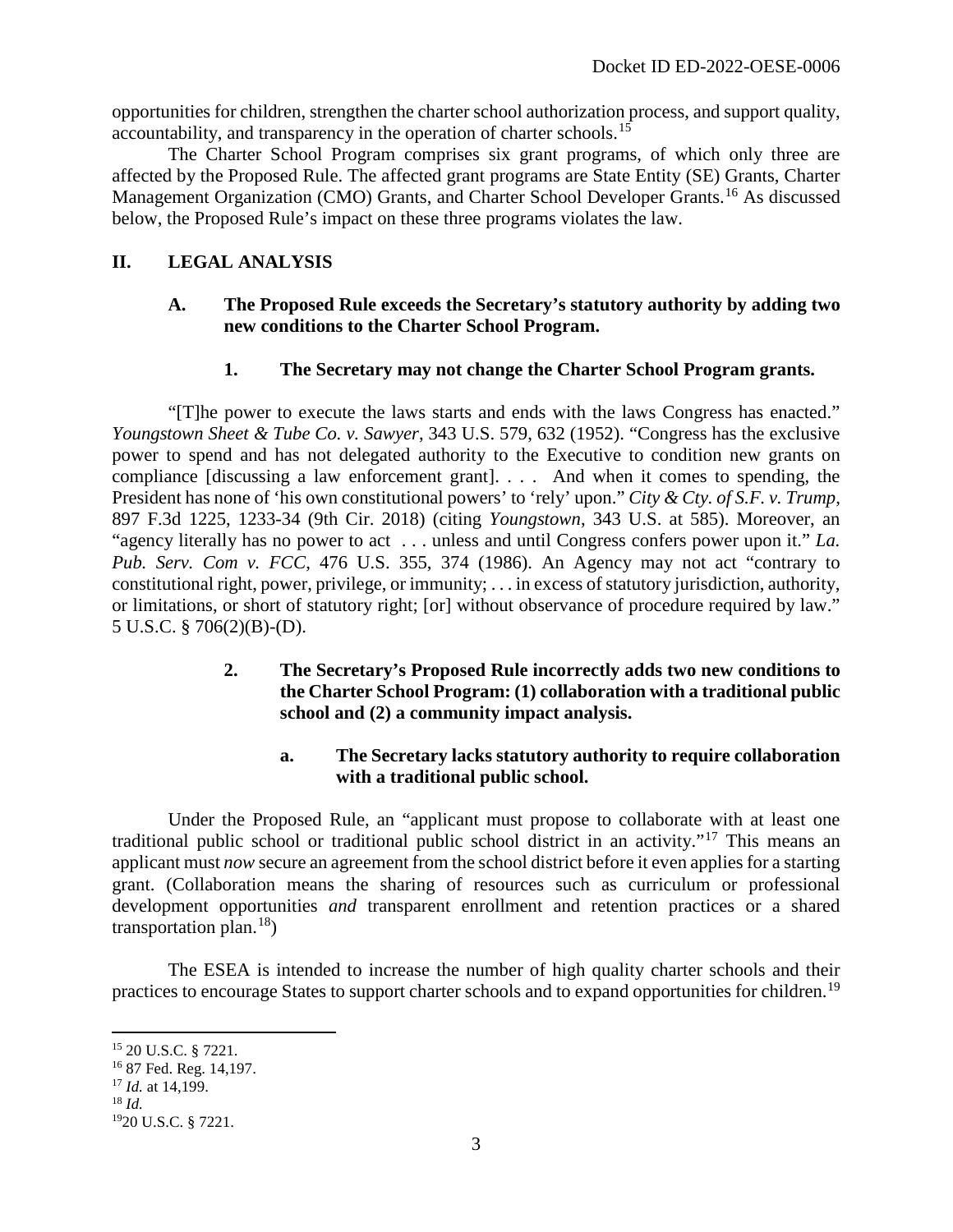opportunities for children, strengthen the charter school authorization process, and support quality, accountability, and transparency in the operation of charter schools.[15]

The Charter School Program comprises six grant programs, of which only three are affected by the Proposed Rule. The affected grant programs are State Entity (SE) Grants, Charter Management Organization (CMO) Grants, and Charter School Developer Grants.[16] As discussed below, the Proposed Rule's impact on these three programs violates the law.

## II. LEGAL ANALYSIS

### A. The Proposed Rule exceeds the Secretary's statutory authority by adding two new conditions to the Charter School Program.

#### 1. The Secretary may not change the Charter School Program grants.

"[T]he power to execute the laws starts and ends with the laws Congress has enacted." *Youngstown Sheet & Tube Co. v. Sawyer*, 343 U.S. 579, 632 (1952). "Congress has the exclusive power to spend and has not delegated authority to the Executive to condition new grants on compliance [discussing a law enforcement grant]. . . . And when it comes to spending, the President has none of 'his own constitutional powers' to 'rely' upon." *City & Cty. of S.F. v. Trump*, 897 F.3d 1225, 1233-34 (9th Cir. 2018) (citing *Youngstown*, 343 U.S. at 585). Moreover, an "agency literally has no power to act . . . unless and until Congress confers power upon it." *La. Pub. Serv. Com v. FCC*, 476 U.S. 355, 374 (1986). An Agency may not act "contrary to constitutional right, power, privilege, or immunity; . . . in excess of statutory jurisdiction, authority, or limitations, or short of statutory right; [or] without observance of procedure required by law." 5 U.S.C. § 706(2)(B)-(D).

#### 2. The Secretary's Proposed Rule incorrectly adds two new conditions to the Charter School Program: (1) collaboration with a traditional public school and (2) a community impact analysis.

##### a. The Secretary lacks statutory authority to require collaboration with a traditional public school.

Under the Proposed Rule, an "applicant must propose to collaborate with at least one traditional public school or traditional public school district in an activity."[17] This means an applicant must *now* secure an agreement from the school district before it even applies for a starting grant. (Collaboration means the sharing of resources such as curriculum or professional development opportunities *and* transparent enrollment and retention practices or a shared transportation plan.[18])

The ESEA is intended to increase the number of high quality charter schools and their practices to encourage States to support charter schools and to expand opportunities for children.[19]

---

[15] 20 U.S.C. § 7221.

[16] 87 Fed. Reg. 14,197.

[17] *Id.* at 14,199.

[18] *Id.*

[19] 20 U.S.C. § 7221.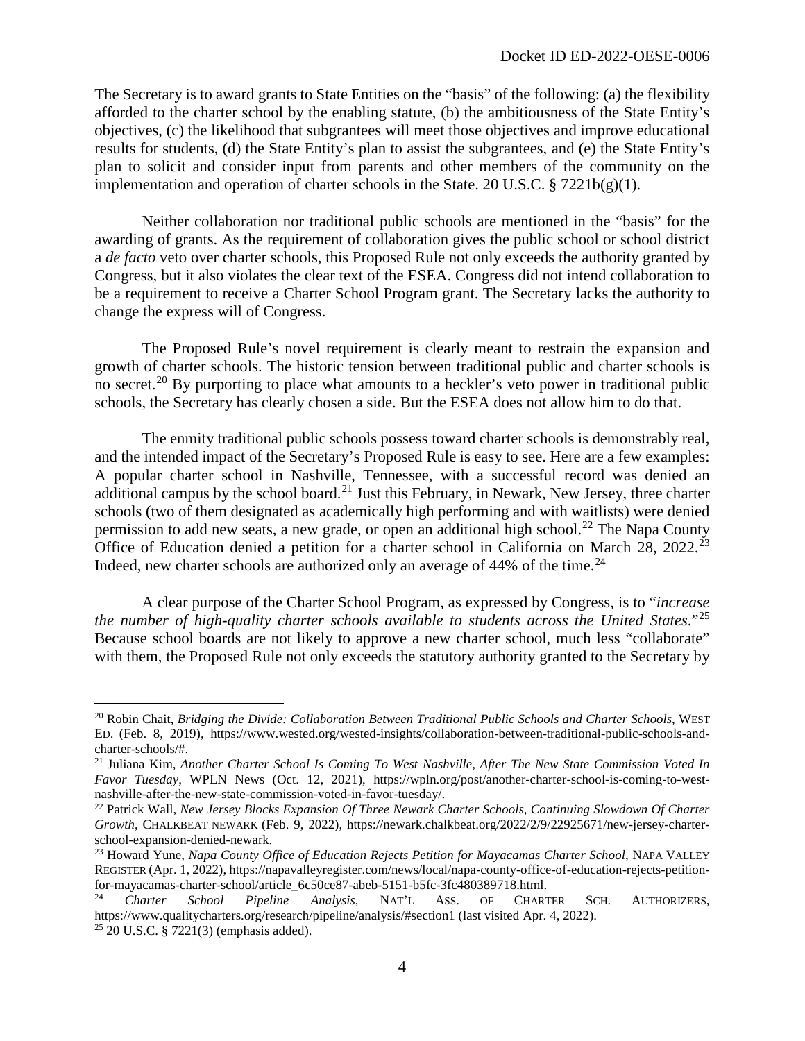The Secretary is to award grants to State Entities on the "basis" of the following: (a) the flexibility afforded to the charter school by the enabling statute, (b) the ambitiousness of the State Entity's objectives, (c) the likelihood that subgrantees will meet those objectives and improve educational results for students, (d) the State Entity's plan to assist the subgrantees, and (e) the State Entity's plan to solicit and consider input from parents and other members of the community on the implementation and operation of charter schools in the State. 20 U.S.C. § 7221b(g)(1).

Neither collaboration nor traditional public schools are mentioned in the "basis" for the awarding of grants. As the requirement of collaboration gives the public school or school district a *de facto* veto over charter schools, this Proposed Rule not only exceeds the authority granted by Congress, but it also violates the clear text of the ESEA. Congress did not intend collaboration to be a requirement to receive a Charter School Program grant. The Secretary lacks the authority to change the express will of Congress.

The Proposed Rule's novel requirement is clearly meant to restrain the expansion and growth of charter schools. The historic tension between traditional public and charter schools is no secret.[20] By purporting to place what amounts to a heckler's veto power in traditional public schools, the Secretary has clearly chosen a side. But the ESEA does not allow him to do that.

The enmity traditional public schools possess toward charter schools is demonstrably real, and the intended impact of the Secretary's Proposed Rule is easy to see. Here are a few examples: A popular charter school in Nashville, Tennessee, with a successful record was denied an additional campus by the school board.[21] Just this February, in Newark, New Jersey, three charter schools (two of them designated as academically high performing and with waitlists) were denied permission to add new seats, a new grade, or open an additional high school.[22] The Napa County Office of Education denied a petition for a charter school in California on March 28, 2022.[23] Indeed, new charter schools are authorized only an average of 44% of the time.[24]

A clear purpose of the Charter School Program, as expressed by Congress, is to "*increase the number of high-quality charter schools available to students across the United States*."[25] Because school boards are not likely to approve a new charter school, much less "collaborate" with them, the Proposed Rule not only exceeds the statutory authority granted to the Secretary by

---

[20] Robin Chait, *Bridging the Divide: Collaboration Between Traditional Public Schools and Charter Schools*, WEST ED. (Feb. 8, 2019), https://www.wested.org/wested-insights/collaboration-between-traditional-public-schools-and-charter-schools/#.

[21] Juliana Kim, *Another Charter School Is Coming To West Nashville, After The New State Commission Voted In Favor Tuesday*, WPLN News (Oct. 12, 2021), https://wpln.org/post/another-charter-school-is-coming-to-west-nashville-after-the-new-state-commission-voted-in-favor-tuesday/.

[22] Patrick Wall, *New Jersey Blocks Expansion Of Three Newark Charter Schools, Continuing Slowdown Of Charter Growth*, CHALKBEAT NEWARK (Feb. 9, 2022), https://newark.chalkbeat.org/2022/2/9/22925671/new-jersey-charter-school-expansion-denied-newark.

[23] Howard Yune, *Napa County Office of Education Rejects Petition for Mayacamas Charter School*, NAPA VALLEY REGISTER (Apr. 1, 2022), https://napavalleyregister.com/news/local/napa-county-office-of-education-rejects-petition-for-mayacamas-charter-school/article_6c50ce87-abeb-5151-b5fc-3fc480389718.html.

[24] *Charter School Pipeline Analysis*, NAT'L ASS. OF CHARTER SCH. AUTHORIZERS, https://www.qualitycharters.org/research/pipeline/analysis/#section1 (last visited Apr. 4, 2022).

[25] 20 U.S.C. § 7221(3) (emphasis added).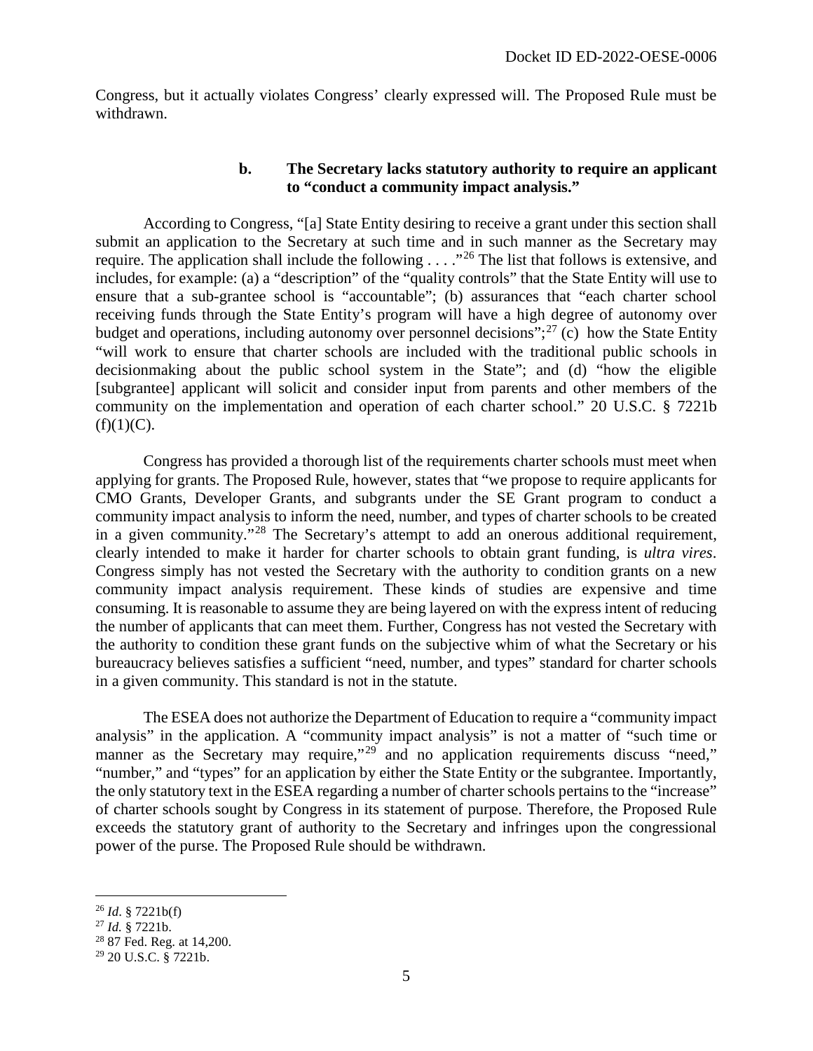Congress, but it actually violates Congress' clearly expressed will. The Proposed Rule must be withdrawn.

### b. The Secretary lacks statutory authority to require an applicant to "conduct a community impact analysis."

According to Congress, "[a] State Entity desiring to receive a grant under this section shall submit an application to the Secretary at such time and in such manner as the Secretary may require. The application shall include the following . . . ."[26] The list that follows is extensive, and includes, for example: (a) a "description" of the "quality controls" that the State Entity will use to ensure that a sub-grantee school is "accountable"; (b) assurances that "each charter school receiving funds through the State Entity's program will have a high degree of autonomy over budget and operations, including autonomy over personnel decisions";[27] (c) how the State Entity "will work to ensure that charter schools are included with the traditional public schools in decisionmaking about the public school system in the State"; and (d) "how the eligible [subgrantee] applicant will solicit and consider input from parents and other members of the community on the implementation and operation of each charter school." 20 U.S.C. § 7221b (f)(1)(C).

Congress has provided a thorough list of the requirements charter schools must meet when applying for grants. The Proposed Rule, however, states that "we propose to require applicants for CMO Grants, Developer Grants, and subgrants under the SE Grant program to conduct a community impact analysis to inform the need, number, and types of charter schools to be created in a given community."[28] The Secretary's attempt to add an onerous additional requirement, clearly intended to make it harder for charter schools to obtain grant funding, is *ultra vires*. Congress simply has not vested the Secretary with the authority to condition grants on a new community impact analysis requirement. These kinds of studies are expensive and time consuming. It is reasonable to assume they are being layered on with the express intent of reducing the number of applicants that can meet them. Further, Congress has not vested the Secretary with the authority to condition these grant funds on the subjective whim of what the Secretary or his bureaucracy believes satisfies a sufficient "need, number, and types" standard for charter schools in a given community. This standard is not in the statute.

The ESEA does not authorize the Department of Education to require a "community impact analysis" in the application. A "community impact analysis" is not a matter of "such time or manner as the Secretary may require,"[29] and no application requirements discuss "need," "number," and "types" for an application by either the State Entity or the subgrantee. Importantly, the only statutory text in the ESEA regarding a number of charter schools pertains to the "increase" of charter schools sought by Congress in its statement of purpose. Therefore, the Proposed Rule exceeds the statutory grant of authority to the Secretary and infringes upon the congressional power of the purse. The Proposed Rule should be withdrawn.

---

[26] *Id*. § 7221b(f)

[27] *Id.* § 7221b.

[28] 87 Fed. Reg. at 14,200.

[29] 20 U.S.C. § 7221b.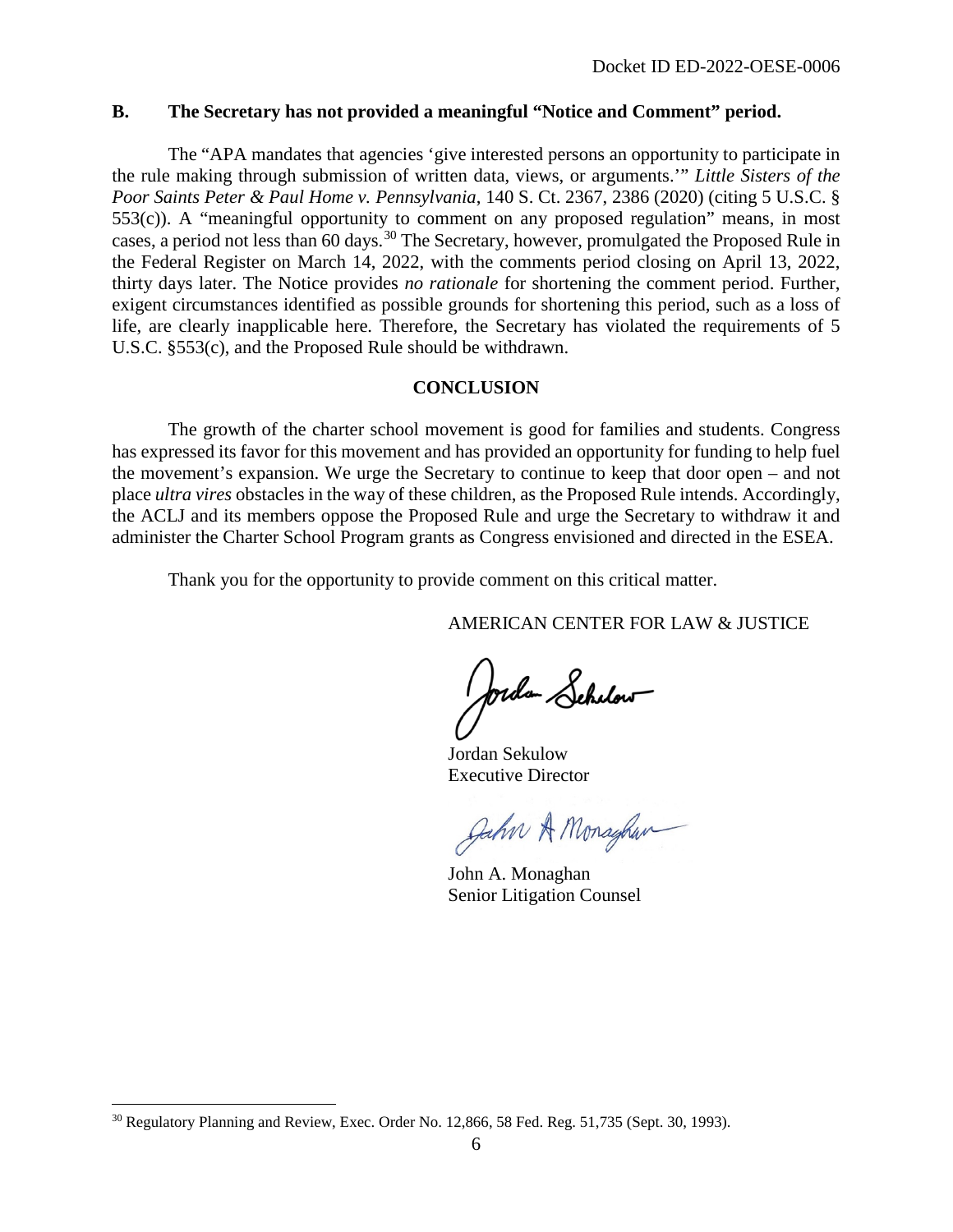### B. The Secretary has not provided a meaningful "Notice and Comment" period.

The "APA mandates that agencies 'give interested persons an opportunity to participate in the rule making through submission of written data, views, or arguments.'" *Little Sisters of the Poor Saints Peter & Paul Home v. Pennsylvania*, 140 S. Ct. 2367, 2386 (2020) (citing 5 U.S.C. § 553(c)). A "meaningful opportunity to comment on any proposed regulation" means, in most cases, a period not less than 60 days.[30] The Secretary, however, promulgated the Proposed Rule in the Federal Register on March 14, 2022, with the comments period closing on April 13, 2022, thirty days later. The Notice provides *no rationale* for shortening the comment period. Further, exigent circumstances identified as possible grounds for shortening this period, such as a loss of life, are clearly inapplicable here. Therefore, the Secretary has violated the requirements of 5 U.S.C. §553(c), and the Proposed Rule should be withdrawn.

## CONCLUSION

The growth of the charter school movement is good for families and students. Congress has expressed its favor for this movement and has provided an opportunity for funding to help fuel the movement's expansion. We urge the Secretary to continue to keep that door open – and not place *ultra vires* obstacles in the way of these children, as the Proposed Rule intends. Accordingly, the ACLJ and its members oppose the Proposed Rule and urge the Secretary to withdraw it and administer the Charter School Program grants as Congress envisioned and directed in the ESEA.

Thank you for the opportunity to provide comment on this critical matter.

AMERICAN CENTER FOR LAW & JUSTICE

Jordan Sekulow
Executive Director

John A. Monaghan
Senior Litigation Counsel

---

[30] Regulatory Planning and Review, Exec. Order No. 12,866, 58 Fed. Reg. 51,735 (Sept. 30, 1993).